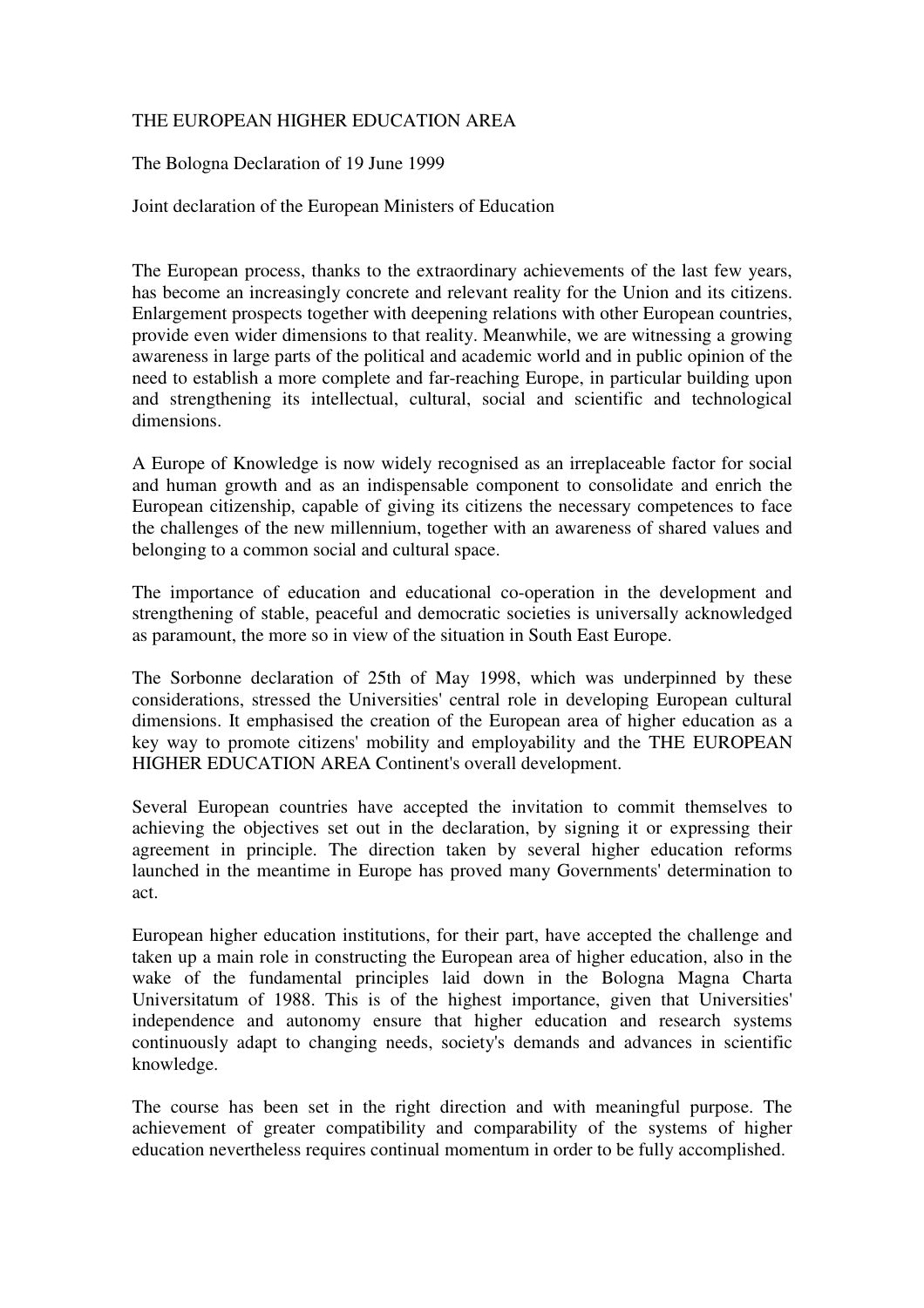# THE EUROPEAN HIGHER EDUCATION AREA

The Bologna Declaration of 19 June 1999

Joint declaration of the European Ministers of Education

The European process, thanks to the extraordinary achievements of the last few years, has become an increasingly concrete and relevant reality for the Union and its citizens. Enlargement prospects together with deepening relations with other European countries, provide even wider dimensions to that reality. Meanwhile, we are witnessing a growing awareness in large parts of the political and academic world and in public opinion of the need to establish a more complete and far-reaching Europe, in particular building upon and strengthening its intellectual, cultural, social and scientific and technological dimensions.

A Europe of Knowledge is now widely recognised as an irreplaceable factor for social and human growth and as an indispensable component to consolidate and enrich the European citizenship, capable of giving its citizens the necessary competences to face the challenges of the new millennium, together with an awareness of shared values and belonging to a common social and cultural space.

The importance of education and educational co-operation in the development and strengthening of stable, peaceful and democratic societies is universally acknowledged as paramount, the more so in view of the situation in South East Europe.

The Sorbonne declaration of 25th of May 1998, which was underpinned by these considerations, stressed the Universities' central role in developing European cultural dimensions. It emphasised the creation of the European area of higher education as a key way to promote citizens' mobility and employability and the THE EUROPEAN HIGHER EDUCATION AREA Continent's overall development.

Several European countries have accepted the invitation to commit themselves to achieving the objectives set out in the declaration, by signing it or expressing their agreement in principle. The direction taken by several higher education reforms launched in the meantime in Europe has proved many Governments' determination to act.

European higher education institutions, for their part, have accepted the challenge and taken up a main role in constructing the European area of higher education, also in the wake of the fundamental principles laid down in the Bologna Magna Charta Universitatum of 1988. This is of the highest importance, given that Universities' independence and autonomy ensure that higher education and research systems continuously adapt to changing needs, society's demands and advances in scientific knowledge.

The course has been set in the right direction and with meaningful purpose. The achievement of greater compatibility and comparability of the systems of higher education nevertheless requires continual momentum in order to be fully accomplished.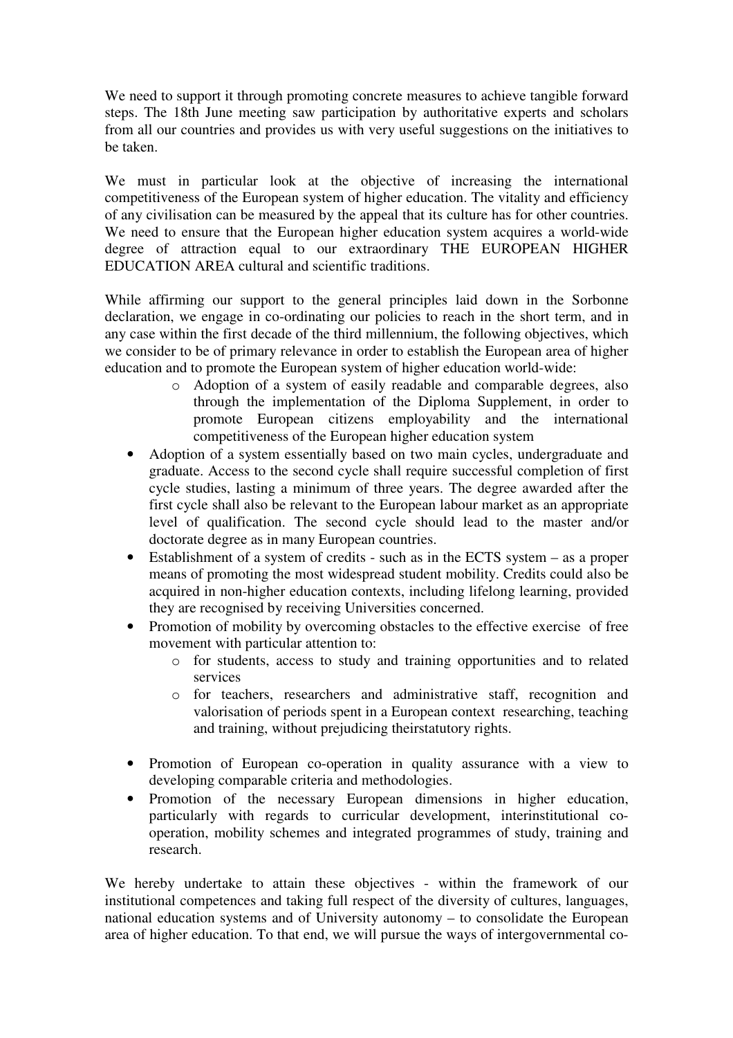We need to support it through promoting concrete measures to achieve tangible forward steps. The 18th June meeting saw participation by authoritative experts and scholars from all our countries and provides us with very useful suggestions on the initiatives to be taken.

We must in particular look at the objective of increasing the international competitiveness of the European system of higher education. The vitality and efficiency of any civilisation can be measured by the appeal that its culture has for other countries. We need to ensure that the European higher education system acquires a world-wide degree of attraction equal to our extraordinary THE EUROPEAN HIGHER EDUCATION AREA cultural and scientific traditions.

While affirming our support to the general principles laid down in the Sorbonne declaration, we engage in co-ordinating our policies to reach in the short term, and in any case within the first decade of the third millennium, the following objectives, which we consider to be of primary relevance in order to establish the European area of higher education and to promote the European system of higher education world-wide:

- Adoption of a system of easily readable and comparable degrees, also through the implementation of the Diploma Supplement, in order to promote European citizens employability and the international competitiveness of the European higher education system
- Adoption of a system essentially based on two main cycles, undergraduate and graduate. Access to the second cycle shall require successful completion of first cycle studies, lasting a minimum of three years. The degree awarded after the first cycle shall also be relevant to the European labour market as an appropriate level of qualification. The second cycle should lead to the master and/or doctorate degree as in many European countries.
- Establishment of a system of credits - such as in the ECTS system – as a proper means of promoting the most widespread student mobility. Credits could also be acquired in non-higher education contexts, including lifelong learning, provided they are recognised by receiving Universities concerned.
- Promotion of mobility by overcoming obstacles to the effective exercise of free movement with particular attention to:
  - for students, access to study and training opportunities and to related services
  - for teachers, researchers and administrative staff, recognition and valorisation of periods spent in a European context researching, teaching and training, without prejudicing theirstatutory rights.
- Promotion of European co-operation in quality assurance with a view to developing comparable criteria and methodologies.
- Promotion of the necessary European dimensions in higher education, particularly with regards to curricular development, interinstitutional co-operation, mobility schemes and integrated programmes of study, training and research.

We hereby undertake to attain these objectives - within the framework of our institutional competences and taking full respect of the diversity of cultures, languages, national education systems and of University autonomy – to consolidate the European area of higher education. To that end, we will pursue the ways of intergovernmental co-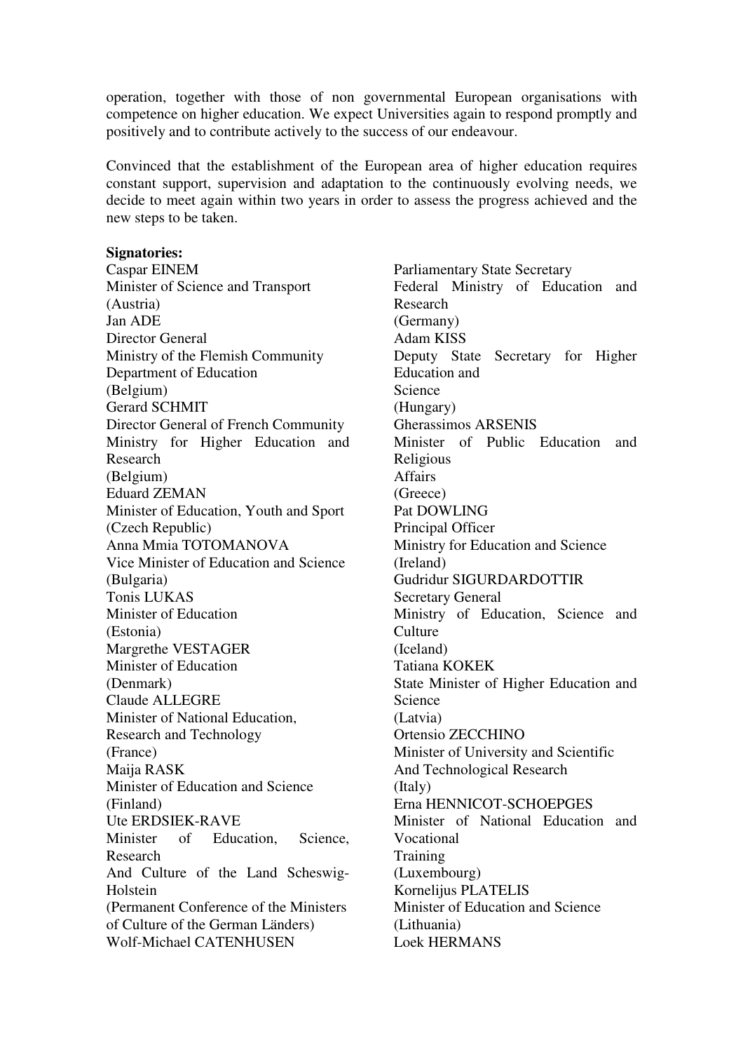operation, together with those of non governmental European organisations with competence on higher education. We expect Universities again to respond promptly and positively and to contribute actively to the success of our endeavour.

Convinced that the establishment of the European area of higher education requires constant support, supervision and adaptation to the continuously evolving needs, we decide to meet again within two years in order to assess the progress achieved and the new steps to be taken.

**Signatories:**

Caspar EINEM
Minister of Science and Transport
(Austria)

Jan ADE
Director General
Ministry of the Flemish Community
Department of Education
(Belgium)

Gerard SCHMIT
Director General of French Community
Ministry for Higher Education and Research
(Belgium)

Eduard ZEMAN
Minister of Education, Youth and Sport
(Czech Republic)

Anna Mmia TOTOMANOVA
Vice Minister of Education and Science
(Bulgaria)

Tonis LUKAS
Minister of Education
(Estonia)

Margrethe VESTAGER
Minister of Education
(Denmark)

Claude ALLEGRE
Minister of National Education,
Research and Technology
(France)

Maija RASK
Minister of Education and Science
(Finland)

Ute ERDSIEK-RAVE
Minister of Education, Science, Research
And Culture of the Land Scheswig-Holstein
(Permanent Conference of the Ministers of Culture of the German Länders)

Wolf-Michael CATENHUSEN
Parliamentary State Secretary
Federal Ministry of Education and Research
(Germany)

Adam KISS
Deputy State Secretary for Higher Education and
Science
(Hungary)

Gherassimos ARSENIS
Minister of Public Education and Religious
Affairs
(Greece)

Pat DOWLING
Principal Officer
Ministry for Education and Science
(Ireland)

Gudridur SIGURDARDOTTIR
Secretary General
Ministry of Education, Science and Culture
(Iceland)

Tatiana KOKEK
State Minister of Higher Education and Science
(Latvia)

Ortensio ZECCHINO
Minister of University and Scientific
And Technological Research
(Italy)

Erna HENNICOT-SCHOEPGES
Minister of National Education and Vocational
Training
(Luxembourg)

Kornelijus PLATELIS
Minister of Education and Science
(Lithuania)

Loek HERMANS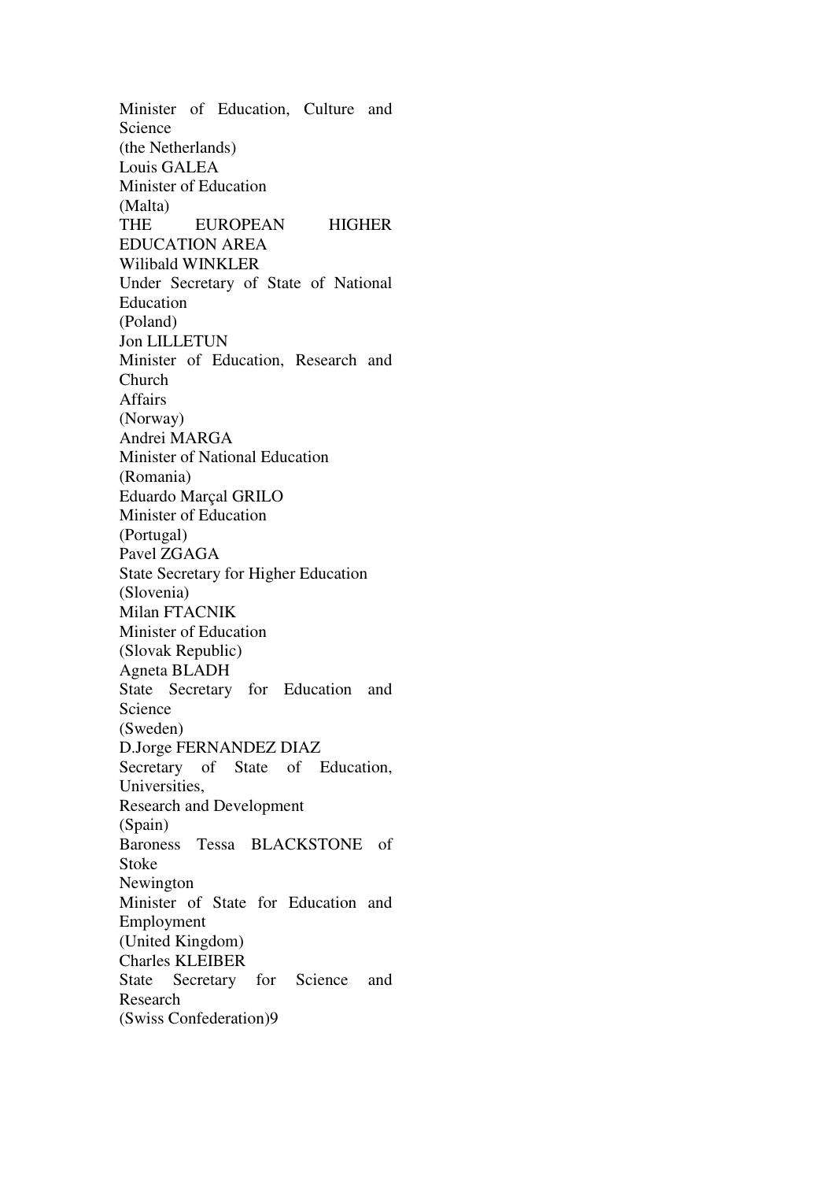Minister of Education, Culture and Science
(the Netherlands)
Louis GALEA
Minister of Education
(Malta)
THE EUROPEAN HIGHER EDUCATION AREA
Wilibald WINKLER
Under Secretary of State of National Education
(Poland)
Jon LILLETUN
Minister of Education, Research and Church
Affairs
(Norway)
Andrei MARGA
Minister of National Education
(Romania)
Eduardo Marçal GRILO
Minister of Education
(Portugal)
Pavel ZGAGA
State Secretary for Higher Education
(Slovenia)
Milan FTACNIK
Minister of Education
(Slovak Republic)
Agneta BLADH
State Secretary for Education and Science
(Sweden)
D.Jorge FERNANDEZ DIAZ
Secretary of State of Education, Universities,
Research and Development
(Spain)
Baroness Tessa BLACKSTONE of Stoke
Newington
Minister of State for Education and Employment
(United Kingdom)
Charles KLEIBER
State Secretary for Science and Research
(Swiss Confederation)